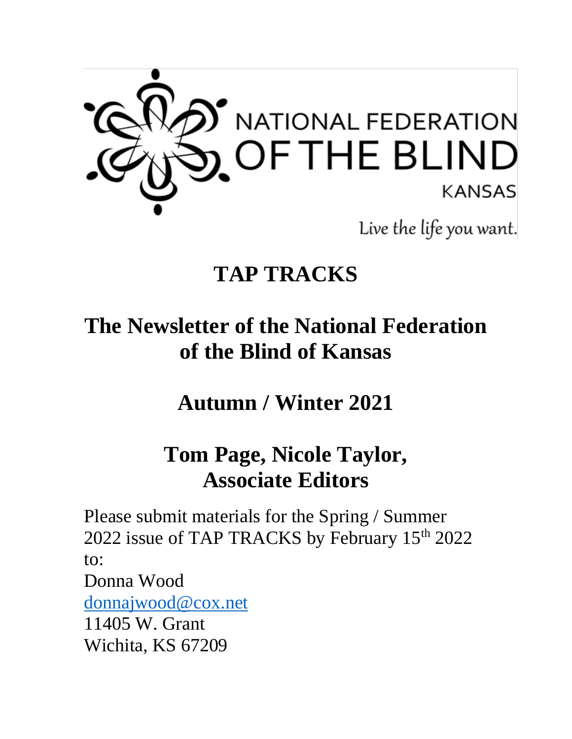NATIONAL FEDERATION OF THE BLIND

KANSAS

Live the life you want.

# TAP TRACKS

## The Newsletter of the National Federation of the Blind of Kansas

## Autumn / Winter 2021

## Tom Page, Nicole Taylor, Associate Editors

Please submit materials for the Spring / Summer 2022 issue of TAP TRACKS by February 15th 2022 to:

Donna Wood  
donnajwood@cox.net  
11405 W. Grant  
Wichita, KS 67209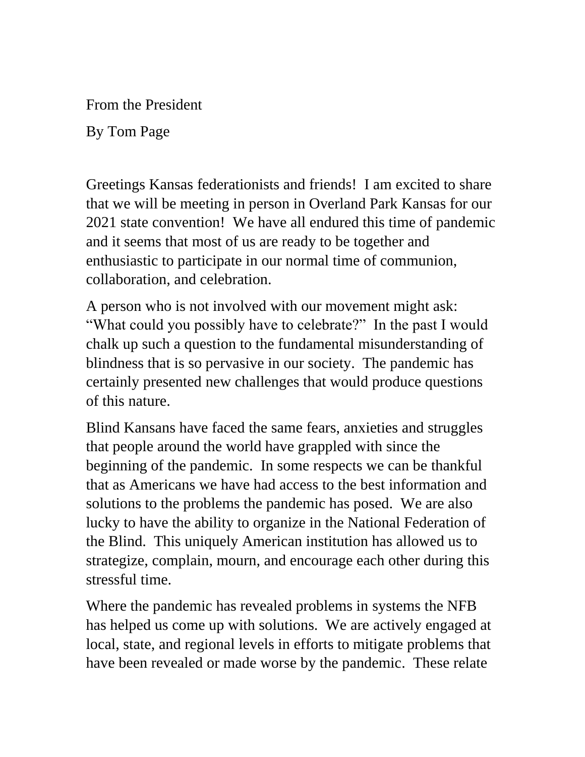## From the President

By Tom Page

Greetings Kansas federationists and friends! I am excited to share that we will be meeting in person in Overland Park Kansas for our 2021 state convention! We have all endured this time of pandemic and it seems that most of us are ready to be together and enthusiastic to participate in our normal time of communion, collaboration, and celebration.

A person who is not involved with our movement might ask: "What could you possibly have to celebrate?" In the past I would chalk up such a question to the fundamental misunderstanding of blindness that is so pervasive in our society. The pandemic has certainly presented new challenges that would produce questions of this nature.

Blind Kansans have faced the same fears, anxieties and struggles that people around the world have grappled with since the beginning of the pandemic. In some respects we can be thankful that as Americans we have had access to the best information and solutions to the problems the pandemic has posed. We are also lucky to have the ability to organize in the National Federation of the Blind. This uniquely American institution has allowed us to strategize, complain, mourn, and encourage each other during this stressful time.

Where the pandemic has revealed problems in systems the NFB has helped us come up with solutions. We are actively engaged at local, state, and regional levels in efforts to mitigate problems that have been revealed or made worse by the pandemic. These relate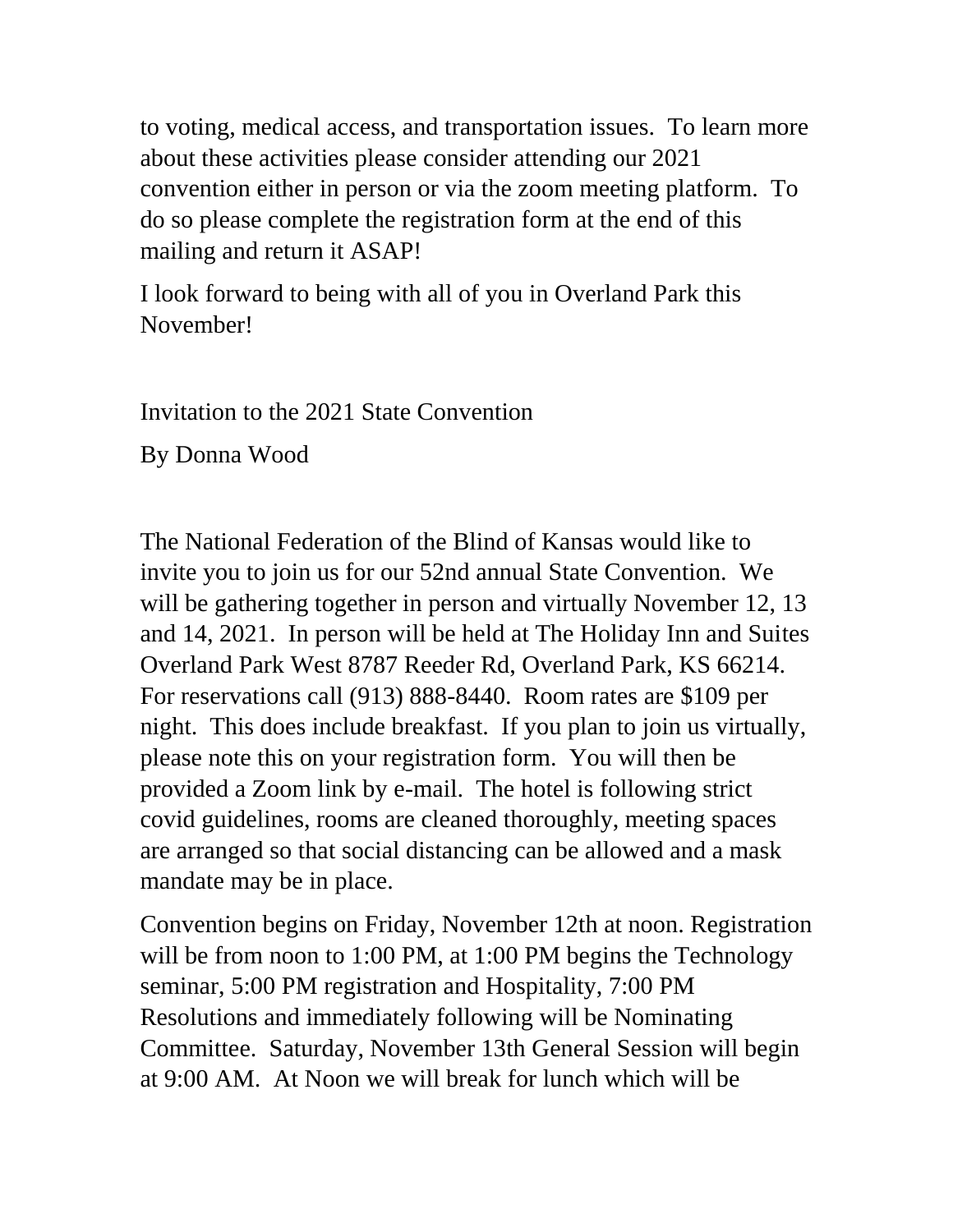to voting, medical access, and transportation issues. To learn more about these activities please consider attending our 2021 convention either in person or via the zoom meeting platform. To do so please complete the registration form at the end of this mailing and return it ASAP!

I look forward to being with all of you in Overland Park this November!

## Invitation to the 2021 State Convention

By Donna Wood

The National Federation of the Blind of Kansas would like to invite you to join us for our 52nd annual State Convention. We will be gathering together in person and virtually November 12, 13 and 14, 2021. In person will be held at The Holiday Inn and Suites Overland Park West 8787 Reeder Rd, Overland Park, KS 66214. For reservations call (913) 888-8440. Room rates are $109 per night. This does include breakfast. If you plan to join us virtually, please note this on your registration form. You will then be provided a Zoom link by e-mail. The hotel is following strict covid guidelines, rooms are cleaned thoroughly, meeting spaces are arranged so that social distancing can be allowed and a mask mandate may be in place.

Convention begins on Friday, November 12th at noon. Registration will be from noon to 1:00 PM, at 1:00 PM begins the Technology seminar, 5:00 PM registration and Hospitality, 7:00 PM Resolutions and immediately following will be Nominating Committee. Saturday, November 13th General Session will begin at 9:00 AM. At Noon we will break for lunch which will be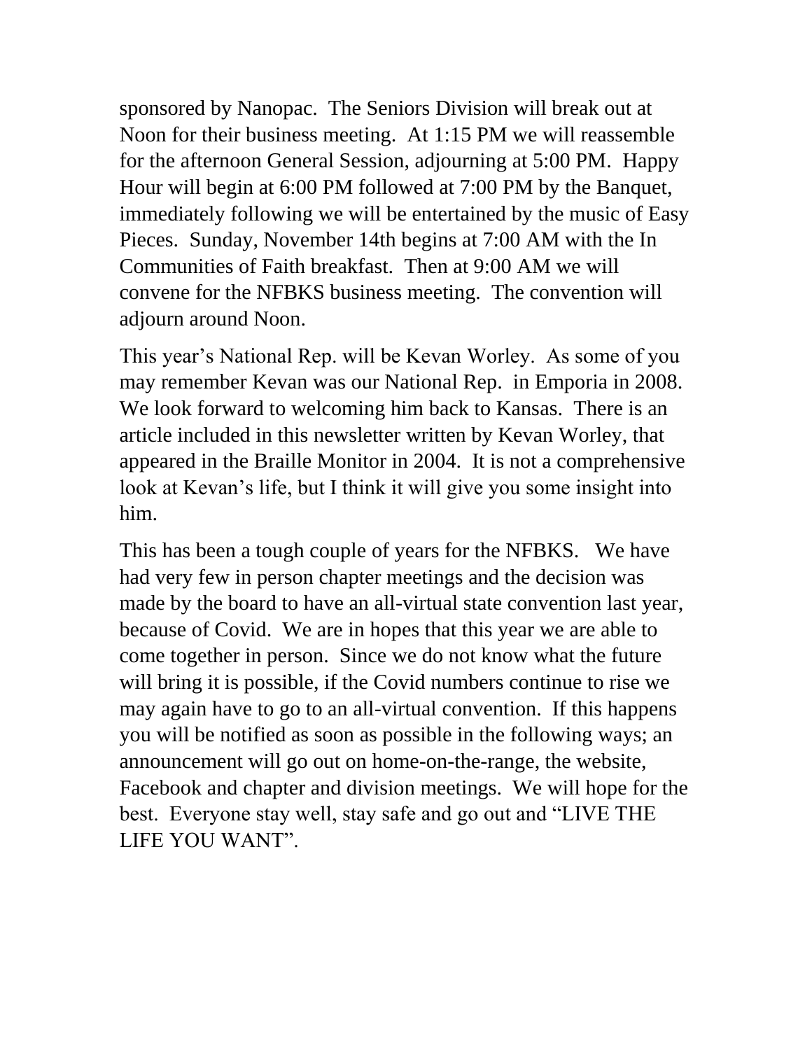sponsored by Nanopac.  The Seniors Division will break out at Noon for their business meeting.  At 1:15 PM we will reassemble for the afternoon General Session, adjourning at 5:00 PM.  Happy Hour will begin at 6:00 PM followed at 7:00 PM by the Banquet, immediately following we will be entertained by the music of Easy Pieces.  Sunday, November 14th begins at 7:00 AM with the In Communities of Faith breakfast.  Then at 9:00 AM we will convene for the NFBKS business meeting.  The convention will adjourn around Noon.

This year's National Rep. will be Kevan Worley.  As some of you may remember Kevan was our National Rep.  in Emporia in 2008. We look forward to welcoming him back to Kansas.  There is an article included in this newsletter written by Kevan Worley, that appeared in the Braille Monitor in 2004.  It is not a comprehensive look at Kevan's life, but I think it will give you some insight into him.

This has been a tough couple of years for the NFBKS.   We have had very few in person chapter meetings and the decision was made by the board to have an all-virtual state convention last year, because of Covid.  We are in hopes that this year we are able to come together in person.  Since we do not know what the future will bring it is possible, if the Covid numbers continue to rise we may again have to go to an all-virtual convention.  If this happens you will be notified as soon as possible in the following ways; an announcement will go out on home-on-the-range, the website, Facebook and chapter and division meetings.  We will hope for the best.  Everyone stay well, stay safe and go out and "LIVE THE LIFE YOU WANT".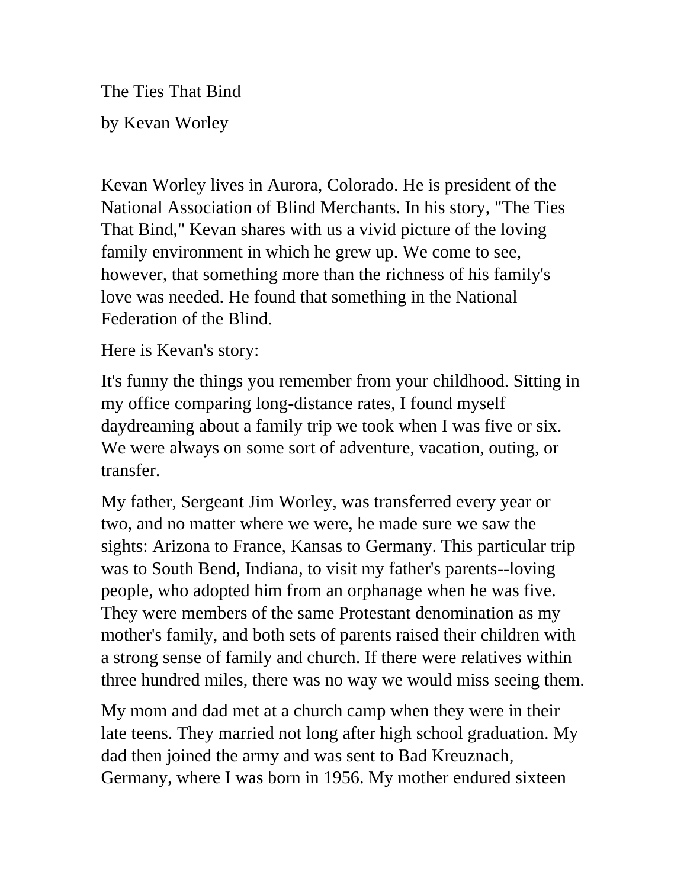# The Ties That Bind

by Kevan Worley

Kevan Worley lives in Aurora, Colorado. He is president of the National Association of Blind Merchants. In his story, "The Ties That Bind," Kevan shares with us a vivid picture of the loving family environment in which he grew up. We come to see, however, that something more than the richness of his family's love was needed. He found that something in the National Federation of the Blind.

Here is Kevan's story:

It's funny the things you remember from your childhood. Sitting in my office comparing long-distance rates, I found myself daydreaming about a family trip we took when I was five or six. We were always on some sort of adventure, vacation, outing, or transfer.

My father, Sergeant Jim Worley, was transferred every year or two, and no matter where we were, he made sure we saw the sights: Arizona to France, Kansas to Germany. This particular trip was to South Bend, Indiana, to visit my father's parents--loving people, who adopted him from an orphanage when he was five. They were members of the same Protestant denomination as my mother's family, and both sets of parents raised their children with a strong sense of family and church. If there were relatives within three hundred miles, there was no way we would miss seeing them.

My mom and dad met at a church camp when they were in their late teens. They married not long after high school graduation. My dad then joined the army and was sent to Bad Kreuznach, Germany, where I was born in 1956. My mother endured sixteen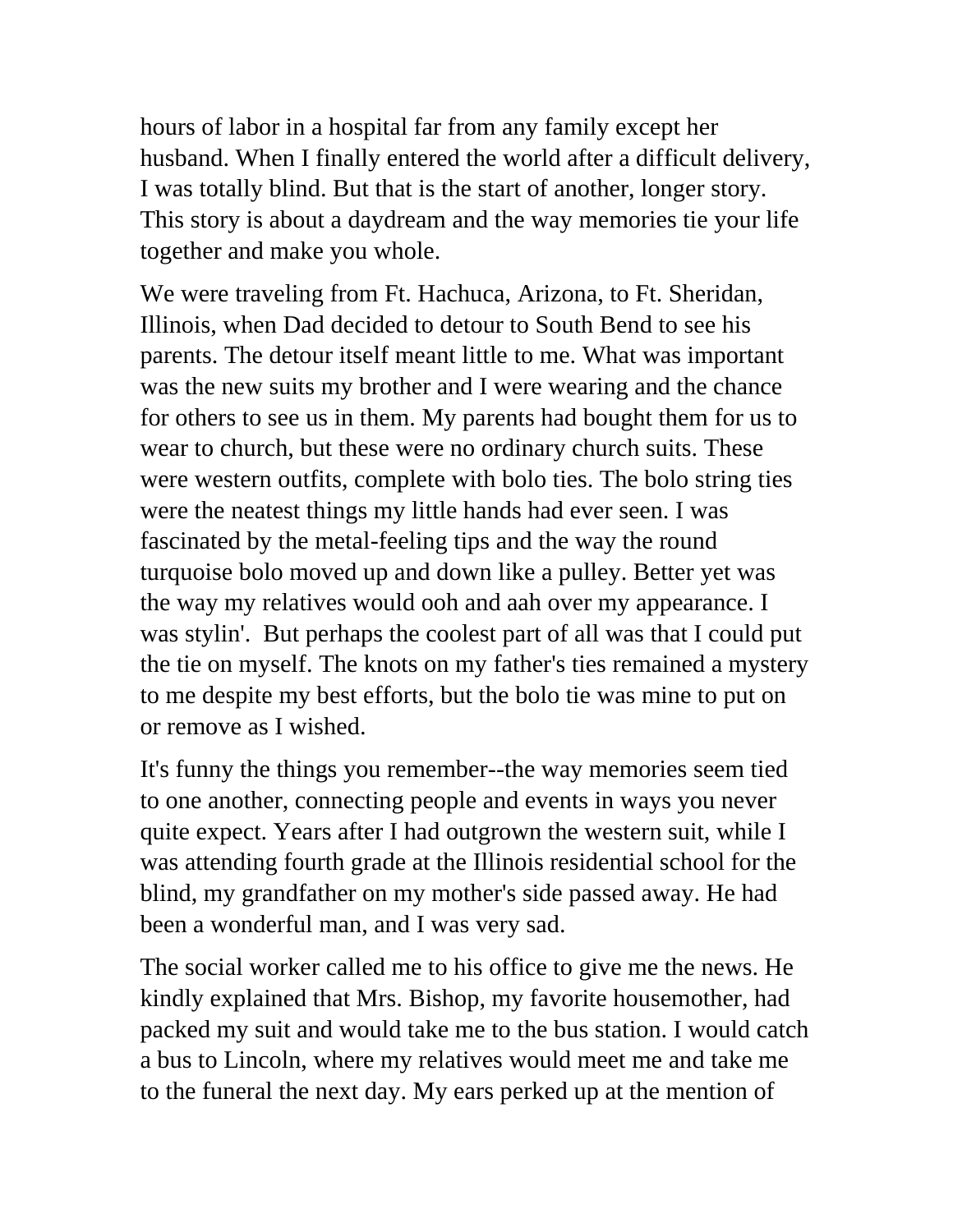hours of labor in a hospital far from any family except her husband. When I finally entered the world after a difficult delivery, I was totally blind. But that is the start of another, longer story. This story is about a daydream and the way memories tie your life together and make you whole.

We were traveling from Ft. Hachuca, Arizona, to Ft. Sheridan, Illinois, when Dad decided to detour to South Bend to see his parents. The detour itself meant little to me. What was important was the new suits my brother and I were wearing and the chance for others to see us in them. My parents had bought them for us to wear to church, but these were no ordinary church suits. These were western outfits, complete with bolo ties. The bolo string ties were the neatest things my little hands had ever seen. I was fascinated by the metal-feeling tips and the way the round turquoise bolo moved up and down like a pulley. Better yet was the way my relatives would ooh and aah over my appearance. I was stylin'.  But perhaps the coolest part of all was that I could put the tie on myself. The knots on my father's ties remained a mystery to me despite my best efforts, but the bolo tie was mine to put on or remove as I wished.

It's funny the things you remember--the way memories seem tied to one another, connecting people and events in ways you never quite expect. Years after I had outgrown the western suit, while I was attending fourth grade at the Illinois residential school for the blind, my grandfather on my mother's side passed away. He had been a wonderful man, and I was very sad.

The social worker called me to his office to give me the news. He kindly explained that Mrs. Bishop, my favorite housemother, had packed my suit and would take me to the bus station. I would catch a bus to Lincoln, where my relatives would meet me and take me to the funeral the next day. My ears perked up at the mention of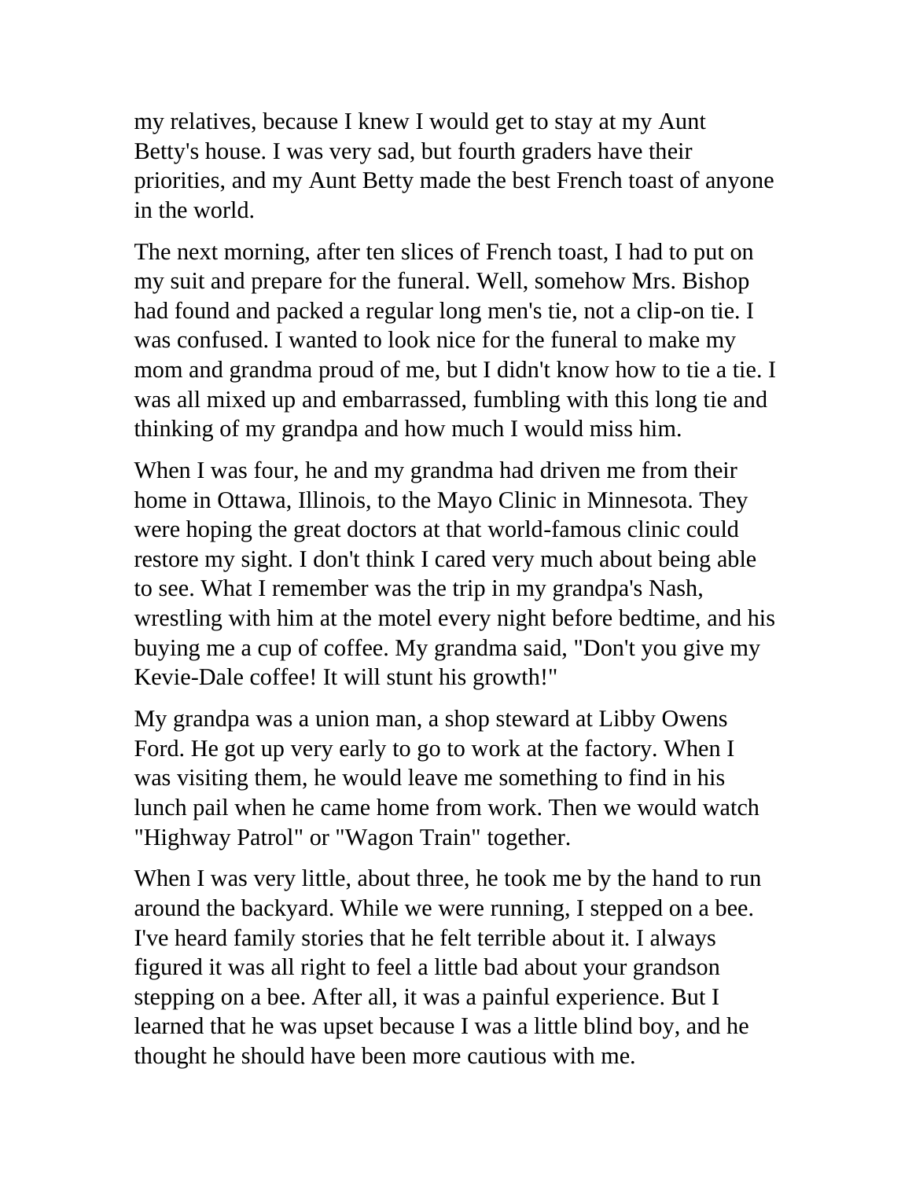my relatives, because I knew I would get to stay at my Aunt Betty's house. I was very sad, but fourth graders have their priorities, and my Aunt Betty made the best French toast of anyone in the world.

The next morning, after ten slices of French toast, I had to put on my suit and prepare for the funeral. Well, somehow Mrs. Bishop had found and packed a regular long men's tie, not a clip-on tie. I was confused. I wanted to look nice for the funeral to make my mom and grandma proud of me, but I didn't know how to tie a tie. I was all mixed up and embarrassed, fumbling with this long tie and thinking of my grandpa and how much I would miss him.

When I was four, he and my grandma had driven me from their home in Ottawa, Illinois, to the Mayo Clinic in Minnesota. They were hoping the great doctors at that world-famous clinic could restore my sight. I don't think I cared very much about being able to see. What I remember was the trip in my grandpa's Nash, wrestling with him at the motel every night before bedtime, and his buying me a cup of coffee. My grandma said, "Don't you give my Kevie-Dale coffee! It will stunt his growth!"

My grandpa was a union man, a shop steward at Libby Owens Ford. He got up very early to go to work at the factory. When I was visiting them, he would leave me something to find in his lunch pail when he came home from work. Then we would watch "Highway Patrol" or "Wagon Train" together.

When I was very little, about three, he took me by the hand to run around the backyard. While we were running, I stepped on a bee. I've heard family stories that he felt terrible about it. I always figured it was all right to feel a little bad about your grandson stepping on a bee. After all, it was a painful experience. But I learned that he was upset because I was a little blind boy, and he thought he should have been more cautious with me.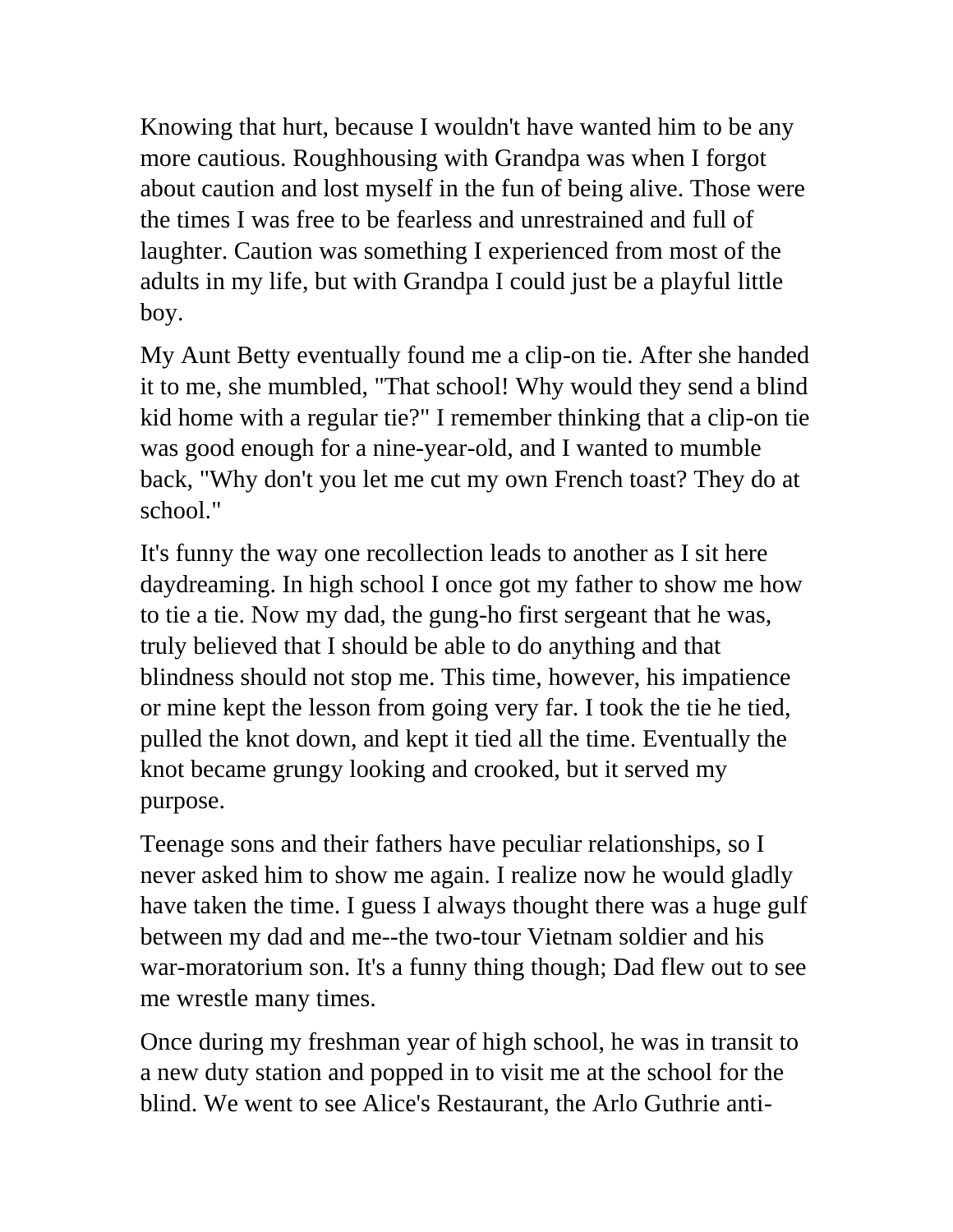Knowing that hurt, because I wouldn't have wanted him to be any more cautious. Roughhousing with Grandpa was when I forgot about caution and lost myself in the fun of being alive. Those were the times I was free to be fearless and unrestrained and full of laughter. Caution was something I experienced from most of the adults in my life, but with Grandpa I could just be a playful little boy.

My Aunt Betty eventually found me a clip-on tie. After she handed it to me, she mumbled, "That school! Why would they send a blind kid home with a regular tie?" I remember thinking that a clip-on tie was good enough for a nine-year-old, and I wanted to mumble back, "Why don't you let me cut my own French toast? They do at school."

It's funny the way one recollection leads to another as I sit here daydreaming. In high school I once got my father to show me how to tie a tie. Now my dad, the gung-ho first sergeant that he was, truly believed that I should be able to do anything and that blindness should not stop me. This time, however, his impatience or mine kept the lesson from going very far. I took the tie he tied, pulled the knot down, and kept it tied all the time. Eventually the knot became grungy looking and crooked, but it served my purpose.

Teenage sons and their fathers have peculiar relationships, so I never asked him to show me again. I realize now he would gladly have taken the time. I guess I always thought there was a huge gulf between my dad and me--the two-tour Vietnam soldier and his war-moratorium son. It's a funny thing though; Dad flew out to see me wrestle many times.

Once during my freshman year of high school, he was in transit to a new duty station and popped in to visit me at the school for the blind. We went to see Alice's Restaurant, the Arlo Guthrie anti-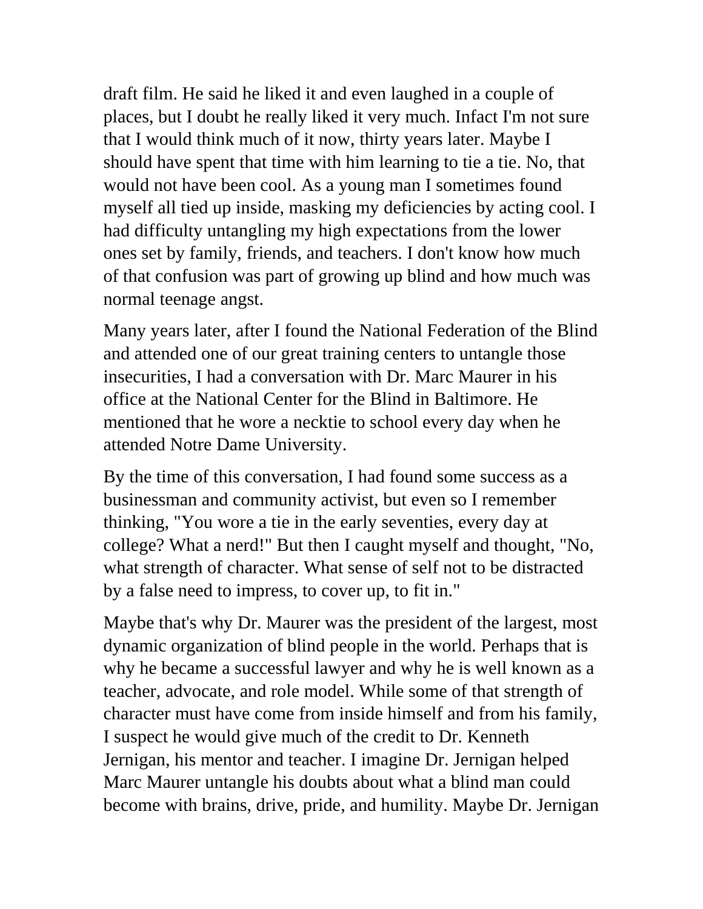draft film. He said he liked it and even laughed in a couple of places, but I doubt he really liked it very much. Infact I'm not sure that I would think much of it now, thirty years later. Maybe I should have spent that time with him learning to tie a tie. No, that would not have been cool. As a young man I sometimes found myself all tied up inside, masking my deficiencies by acting cool. I had difficulty untangling my high expectations from the lower ones set by family, friends, and teachers. I don't know how much of that confusion was part of growing up blind and how much was normal teenage angst.

Many years later, after I found the National Federation of the Blind and attended one of our great training centers to untangle those insecurities, I had a conversation with Dr. Marc Maurer in his office at the National Center for the Blind in Baltimore. He mentioned that he wore a necktie to school every day when he attended Notre Dame University.

By the time of this conversation, I had found some success as a businessman and community activist, but even so I remember thinking, "You wore a tie in the early seventies, every day at college? What a nerd!" But then I caught myself and thought, "No, what strength of character. What sense of self not to be distracted by a false need to impress, to cover up, to fit in."

Maybe that's why Dr. Maurer was the president of the largest, most dynamic organization of blind people in the world. Perhaps that is why he became a successful lawyer and why he is well known as a teacher, advocate, and role model. While some of that strength of character must have come from inside himself and from his family, I suspect he would give much of the credit to Dr. Kenneth Jernigan, his mentor and teacher. I imagine Dr. Jernigan helped Marc Maurer untangle his doubts about what a blind man could become with brains, drive, pride, and humility. Maybe Dr. Jernigan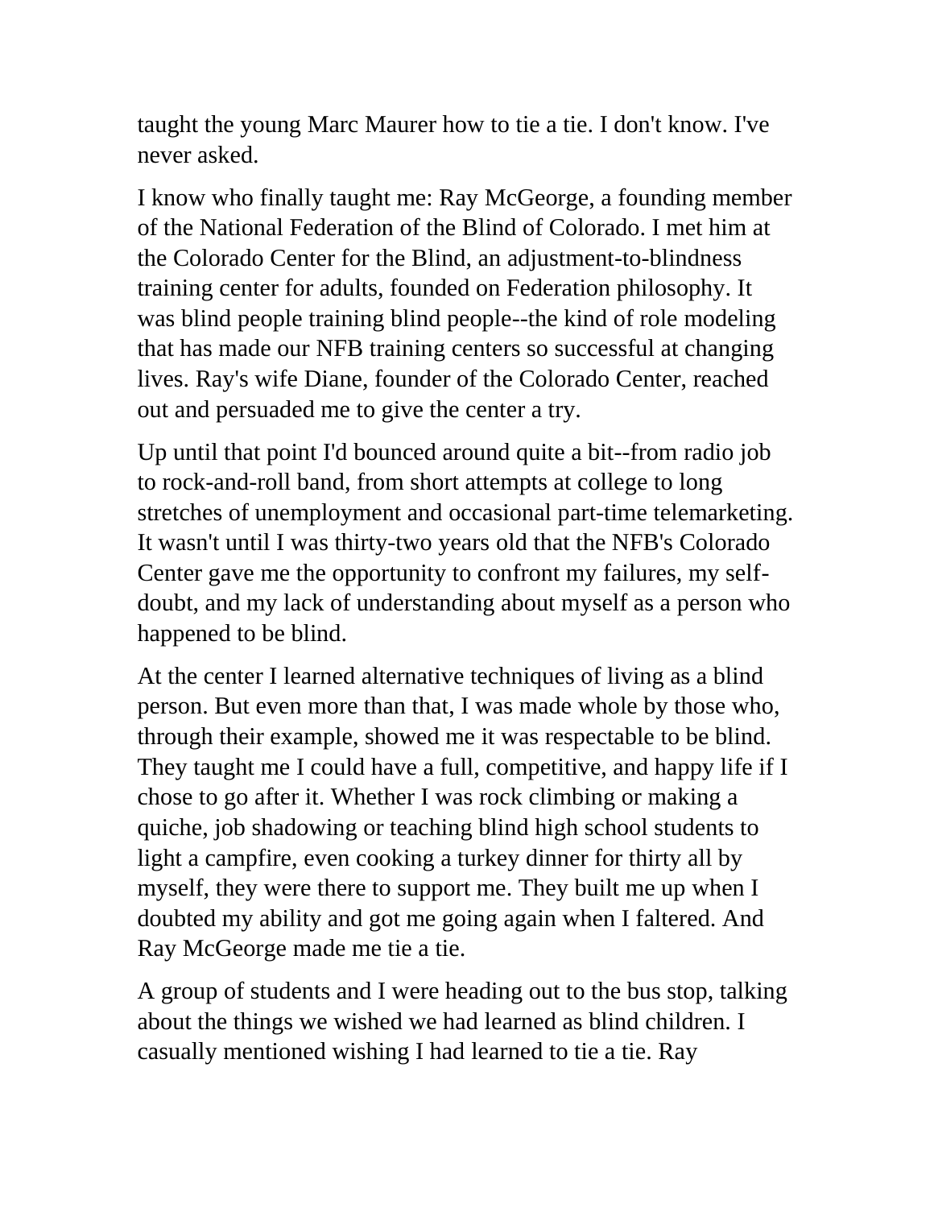taught the young Marc Maurer how to tie a tie. I don't know. I've never asked.

I know who finally taught me: Ray McGeorge, a founding member of the National Federation of the Blind of Colorado. I met him at the Colorado Center for the Blind, an adjustment-to-blindness training center for adults, founded on Federation philosophy. It was blind people training blind people--the kind of role modeling that has made our NFB training centers so successful at changing lives. Ray's wife Diane, founder of the Colorado Center, reached out and persuaded me to give the center a try.

Up until that point I'd bounced around quite a bit--from radio job to rock-and-roll band, from short attempts at college to long stretches of unemployment and occasional part-time telemarketing. It wasn't until I was thirty-two years old that the NFB's Colorado Center gave me the opportunity to confront my failures, my self-doubt, and my lack of understanding about myself as a person who happened to be blind.

At the center I learned alternative techniques of living as a blind person. But even more than that, I was made whole by those who, through their example, showed me it was respectable to be blind. They taught me I could have a full, competitive, and happy life if I chose to go after it. Whether I was rock climbing or making a quiche, job shadowing or teaching blind high school students to light a campfire, even cooking a turkey dinner for thirty all by myself, they were there to support me. They built me up when I doubted my ability and got me going again when I faltered. And Ray McGeorge made me tie a tie.

A group of students and I were heading out to the bus stop, talking about the things we wished we had learned as blind children. I casually mentioned wishing I had learned to tie a tie. Ray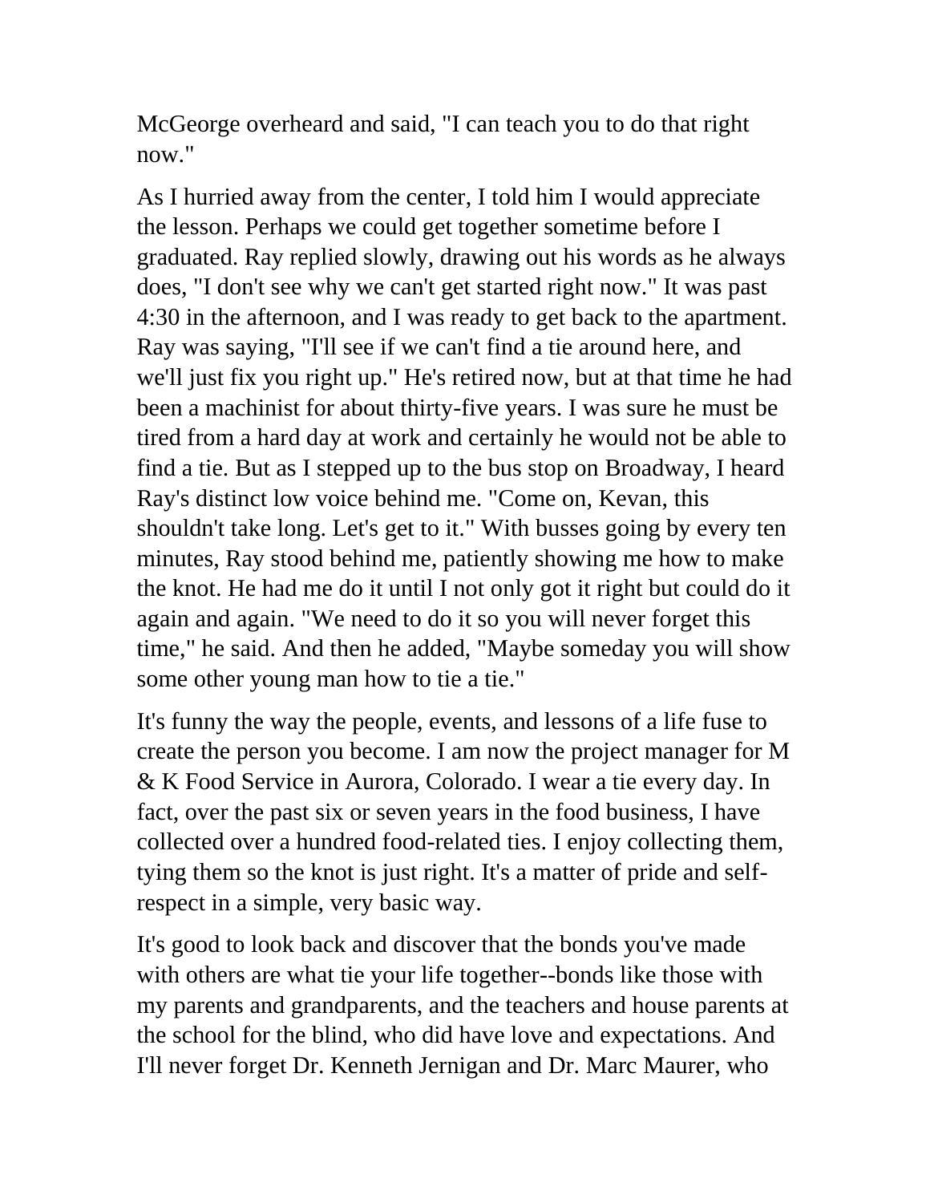McGeorge overheard and said, "I can teach you to do that right now."

As I hurried away from the center, I told him I would appreciate the lesson. Perhaps we could get together sometime before I graduated. Ray replied slowly, drawing out his words as he always does, "I don't see why we can't get started right now." It was past 4:30 in the afternoon, and I was ready to get back to the apartment. Ray was saying, "I'll see if we can't find a tie around here, and we'll just fix you right up." He's retired now, but at that time he had been a machinist for about thirty-five years. I was sure he must be tired from a hard day at work and certainly he would not be able to find a tie. But as I stepped up to the bus stop on Broadway, I heard Ray's distinct low voice behind me. "Come on, Kevan, this shouldn't take long. Let's get to it." With busses going by every ten minutes, Ray stood behind me, patiently showing me how to make the knot. He had me do it until I not only got it right but could do it again and again. "We need to do it so you will never forget this time," he said. And then he added, "Maybe someday you will show some other young man how to tie a tie."

It's funny the way the people, events, and lessons of a life fuse to create the person you become. I am now the project manager for M & K Food Service in Aurora, Colorado. I wear a tie every day. In fact, over the past six or seven years in the food business, I have collected over a hundred food-related ties. I enjoy collecting them, tying them so the knot is just right. It's a matter of pride and self-respect in a simple, very basic way.

It's good to look back and discover that the bonds you've made with others are what tie your life together--bonds like those with my parents and grandparents, and the teachers and house parents at the school for the blind, who did have love and expectations. And I'll never forget Dr. Kenneth Jernigan and Dr. Marc Maurer, who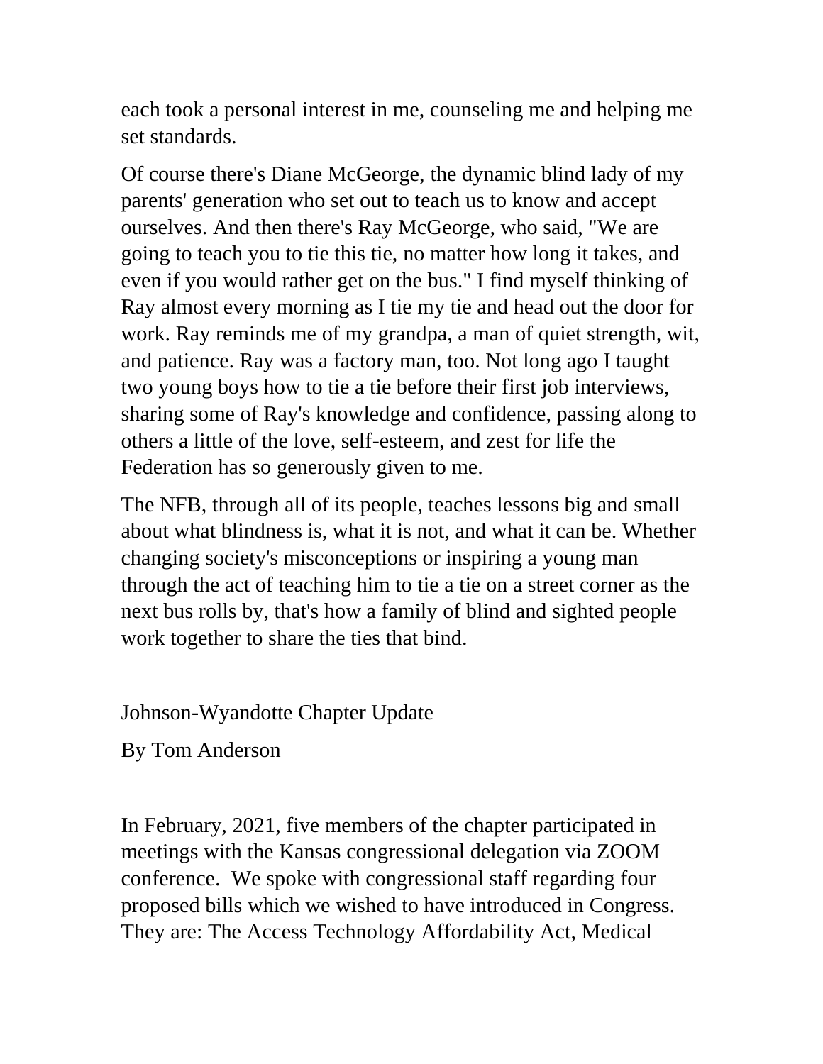each took a personal interest in me, counseling me and helping me set standards.

Of course there's Diane McGeorge, the dynamic blind lady of my parents' generation who set out to teach us to know and accept ourselves. And then there's Ray McGeorge, who said, "We are going to teach you to tie this tie, no matter how long it takes, and even if you would rather get on the bus." I find myself thinking of Ray almost every morning as I tie my tie and head out the door for work. Ray reminds me of my grandpa, a man of quiet strength, wit, and patience. Ray was a factory man, too. Not long ago I taught two young boys how to tie a tie before their first job interviews, sharing some of Ray's knowledge and confidence, passing along to others a little of the love, self-esteem, and zest for life the Federation has so generously given to me.

The NFB, through all of its people, teaches lessons big and small about what blindness is, what it is not, and what it can be. Whether changing society's misconceptions or inspiring a young man through the act of teaching him to tie a tie on a street corner as the next bus rolls by, that's how a family of blind and sighted people work together to share the ties that bind.

## Johnson-Wyandotte Chapter Update

By Tom Anderson

In February, 2021, five members of the chapter participated in meetings with the Kansas congressional delegation via ZOOM conference. We spoke with congressional staff regarding four proposed bills which we wished to have introduced in Congress. They are: The Access Technology Affordability Act, Medical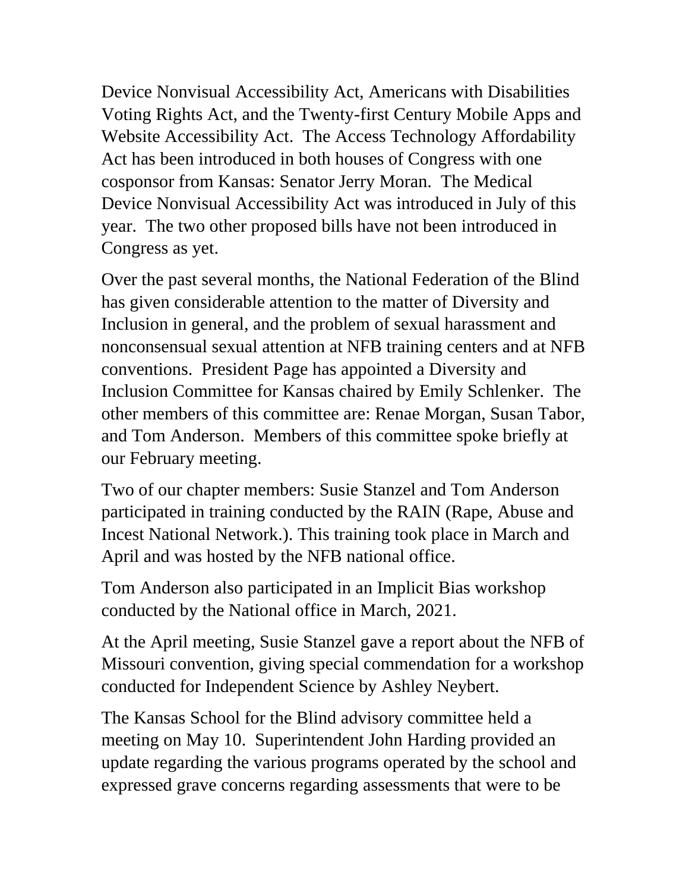Device Nonvisual Accessibility Act, Americans with Disabilities Voting Rights Act, and the Twenty-first Century Mobile Apps and Website Accessibility Act.  The Access Technology Affordability Act has been introduced in both houses of Congress with one cosponsor from Kansas: Senator Jerry Moran.  The Medical Device Nonvisual Accessibility Act was introduced in July of this year.  The two other proposed bills have not been introduced in Congress as yet.

Over the past several months, the National Federation of the Blind has given considerable attention to the matter of Diversity and Inclusion in general, and the problem of sexual harassment and nonconsensual sexual attention at NFB training centers and at NFB conventions.  President Page has appointed a Diversity and Inclusion Committee for Kansas chaired by Emily Schlenker.  The other members of this committee are: Renae Morgan, Susan Tabor, and Tom Anderson.  Members of this committee spoke briefly at our February meeting.

Two of our chapter members: Susie Stanzel and Tom Anderson participated in training conducted by the RAIN (Rape, Abuse and Incest National Network.). This training took place in March and April and was hosted by the NFB national office.

Tom Anderson also participated in an Implicit Bias workshop conducted by the National office in March, 2021.

At the April meeting, Susie Stanzel gave a report about the NFB of Missouri convention, giving special commendation for a workshop conducted for Independent Science by Ashley Neybert.

The Kansas School for the Blind advisory committee held a meeting on May 10.  Superintendent John Harding provided an update regarding the various programs operated by the school and expressed grave concerns regarding assessments that were to be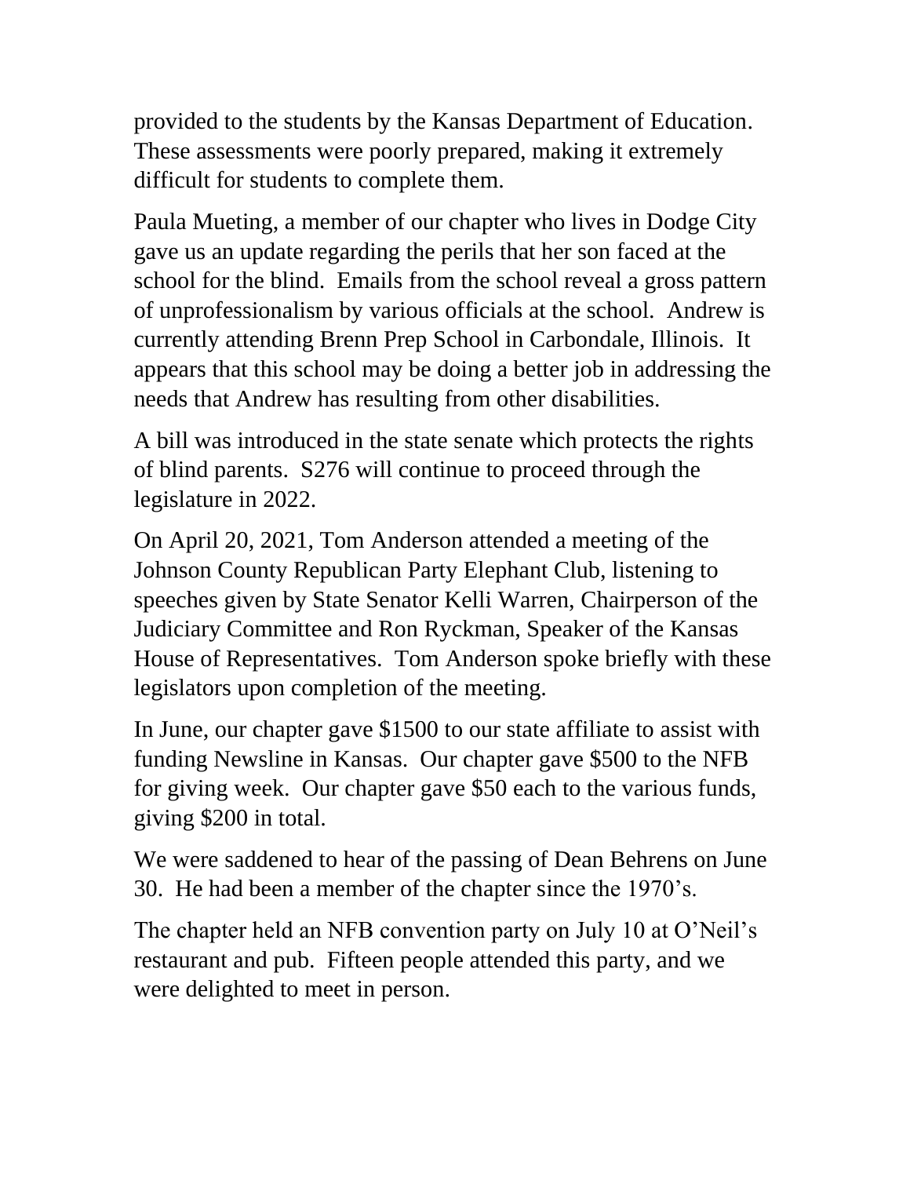provided to the students by the Kansas Department of Education. These assessments were poorly prepared, making it extremely difficult for students to complete them.

Paula Mueting, a member of our chapter who lives in Dodge City gave us an update regarding the perils that her son faced at the school for the blind. Emails from the school reveal a gross pattern of unprofessionalism by various officials at the school. Andrew is currently attending Brenn Prep School in Carbondale, Illinois. It appears that this school may be doing a better job in addressing the needs that Andrew has resulting from other disabilities.

A bill was introduced in the state senate which protects the rights of blind parents. S276 will continue to proceed through the legislature in 2022.

On April 20, 2021, Tom Anderson attended a meeting of the Johnson County Republican Party Elephant Club, listening to speeches given by State Senator Kelli Warren, Chairperson of the Judiciary Committee and Ron Ryckman, Speaker of the Kansas House of Representatives. Tom Anderson spoke briefly with these legislators upon completion of the meeting.

In June, our chapter gave $1500 to our state affiliate to assist with funding Newsline in Kansas. Our chapter gave $500 to the NFB for giving week. Our chapter gave $50 each to the various funds, giving $200 in total.

We were saddened to hear of the passing of Dean Behrens on June 30. He had been a member of the chapter since the 1970's.

The chapter held an NFB convention party on July 10 at O'Neil's restaurant and pub. Fifteen people attended this party, and we were delighted to meet in person.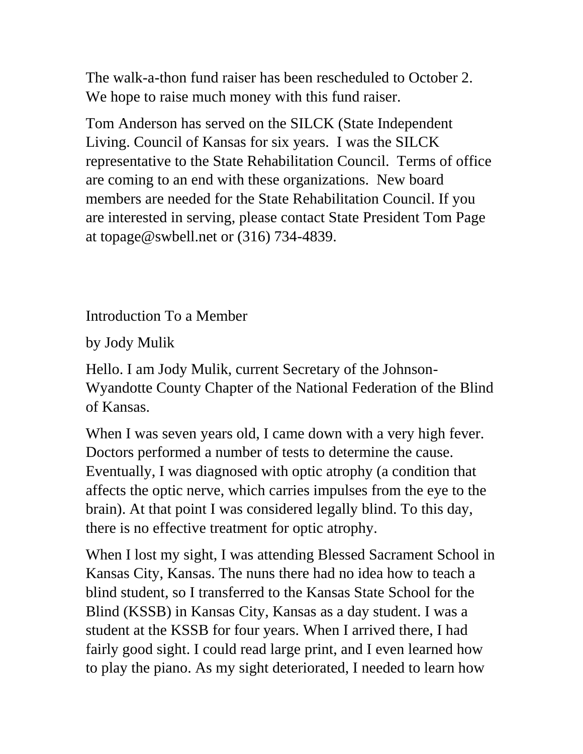The walk-a-thon fund raiser has been rescheduled to October 2. We hope to raise much money with this fund raiser.

Tom Anderson has served on the SILCK (State Independent Living. Council of Kansas for six years. I was the SILCK representative to the State Rehabilitation Council. Terms of office are coming to an end with these organizations. New board members are needed for the State Rehabilitation Council. If you are interested in serving, please contact State President Tom Page at topage@swbell.net or (316) 734-4839.

## Introduction To a Member

by Jody Mulik

Hello. I am Jody Mulik, current Secretary of the Johnson-Wyandotte County Chapter of the National Federation of the Blind of Kansas.

When I was seven years old, I came down with a very high fever. Doctors performed a number of tests to determine the cause. Eventually, I was diagnosed with optic atrophy (a condition that affects the optic nerve, which carries impulses from the eye to the brain). At that point I was considered legally blind. To this day, there is no effective treatment for optic atrophy.

When I lost my sight, I was attending Blessed Sacrament School in Kansas City, Kansas. The nuns there had no idea how to teach a blind student, so I transferred to the Kansas State School for the Blind (KSSB) in Kansas City, Kansas as a day student. I was a student at the KSSB for four years. When I arrived there, I had fairly good sight. I could read large print, and I even learned how to play the piano. As my sight deteriorated, I needed to learn how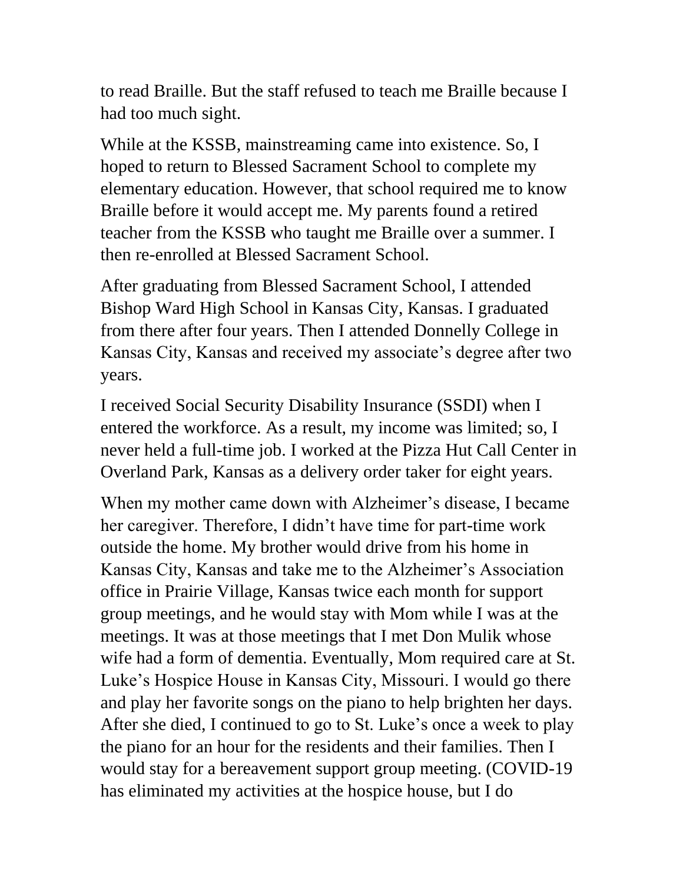to read Braille. But the staff refused to teach me Braille because I had too much sight.

While at the KSSB, mainstreaming came into existence. So, I hoped to return to Blessed Sacrament School to complete my elementary education. However, that school required me to know Braille before it would accept me. My parents found a retired teacher from the KSSB who taught me Braille over a summer. I then re-enrolled at Blessed Sacrament School.

After graduating from Blessed Sacrament School, I attended Bishop Ward High School in Kansas City, Kansas. I graduated from there after four years. Then I attended Donnelly College in Kansas City, Kansas and received my associate's degree after two years.

I received Social Security Disability Insurance (SSDI) when I entered the workforce. As a result, my income was limited; so, I never held a full-time job. I worked at the Pizza Hut Call Center in Overland Park, Kansas as a delivery order taker for eight years.

When my mother came down with Alzheimer's disease, I became her caregiver. Therefore, I didn't have time for part-time work outside the home. My brother would drive from his home in Kansas City, Kansas and take me to the Alzheimer's Association office in Prairie Village, Kansas twice each month for support group meetings, and he would stay with Mom while I was at the meetings. It was at those meetings that I met Don Mulik whose wife had a form of dementia. Eventually, Mom required care at St. Luke's Hospice House in Kansas City, Missouri. I would go there and play her favorite songs on the piano to help brighten her days. After she died, I continued to go to St. Luke's once a week to play the piano for an hour for the residents and their families. Then I would stay for a bereavement support group meeting. (COVID-19 has eliminated my activities at the hospice house, but I do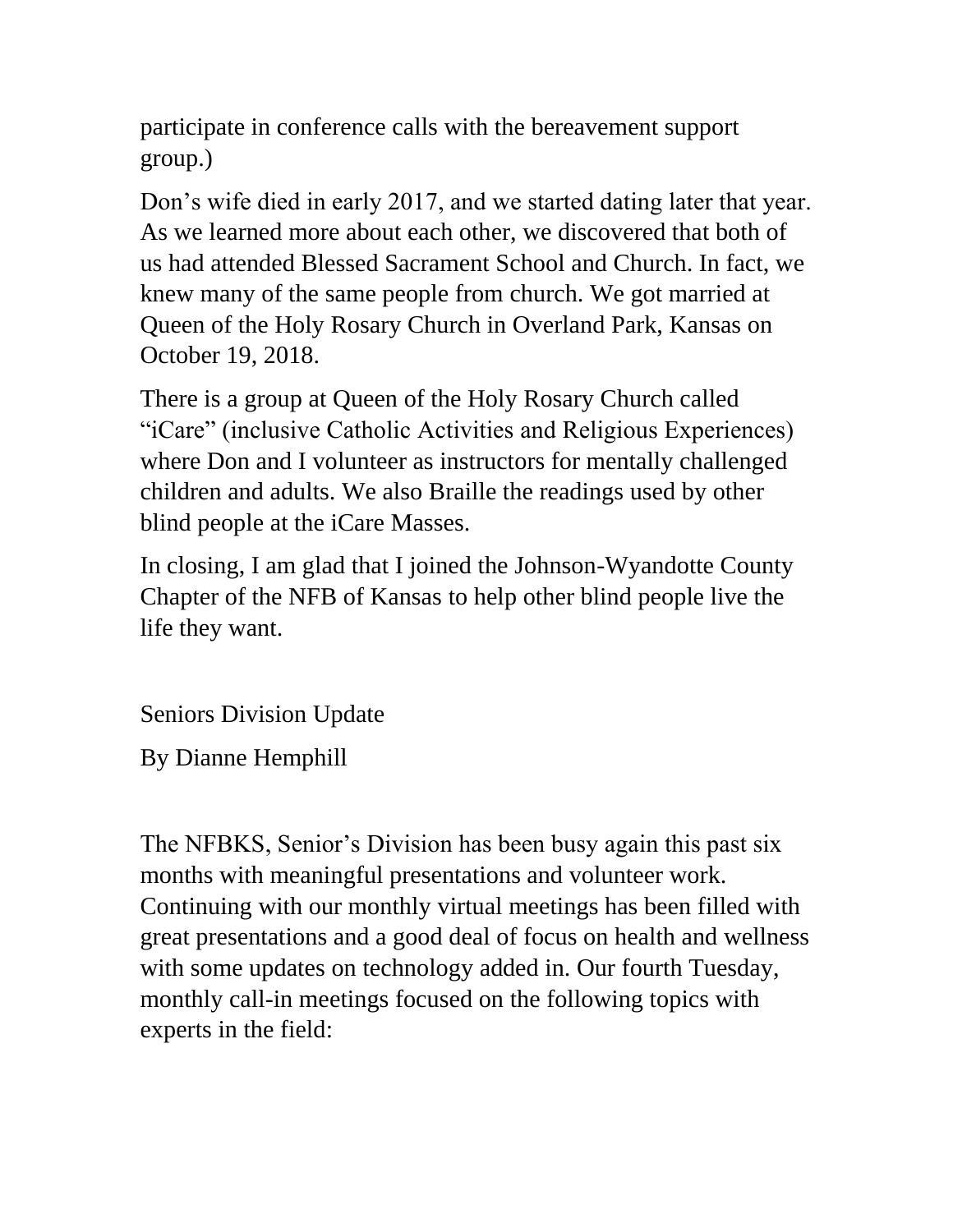participate in conference calls with the bereavement support group.)

Don’s wife died in early 2017, and we started dating later that year. As we learned more about each other, we discovered that both of us had attended Blessed Sacrament School and Church. In fact, we knew many of the same people from church. We got married at Queen of the Holy Rosary Church in Overland Park, Kansas on October 19, 2018.

There is a group at Queen of the Holy Rosary Church called “iCare” (inclusive Catholic Activities and Religious Experiences) where Don and I volunteer as instructors for mentally challenged children and adults. We also Braille the readings used by other blind people at the iCare Masses.

In closing, I am glad that I joined the Johnson-Wyandotte County Chapter of the NFB of Kansas to help other blind people live the life they want.

## Seniors Division Update

By Dianne Hemphill

The NFBKS, Senior’s Division has been busy again this past six months with meaningful presentations and volunteer work. Continuing with our monthly virtual meetings has been filled with great presentations and a good deal of focus on health and wellness with some updates on technology added in. Our fourth Tuesday, monthly call-in meetings focused on the following topics with experts in the field: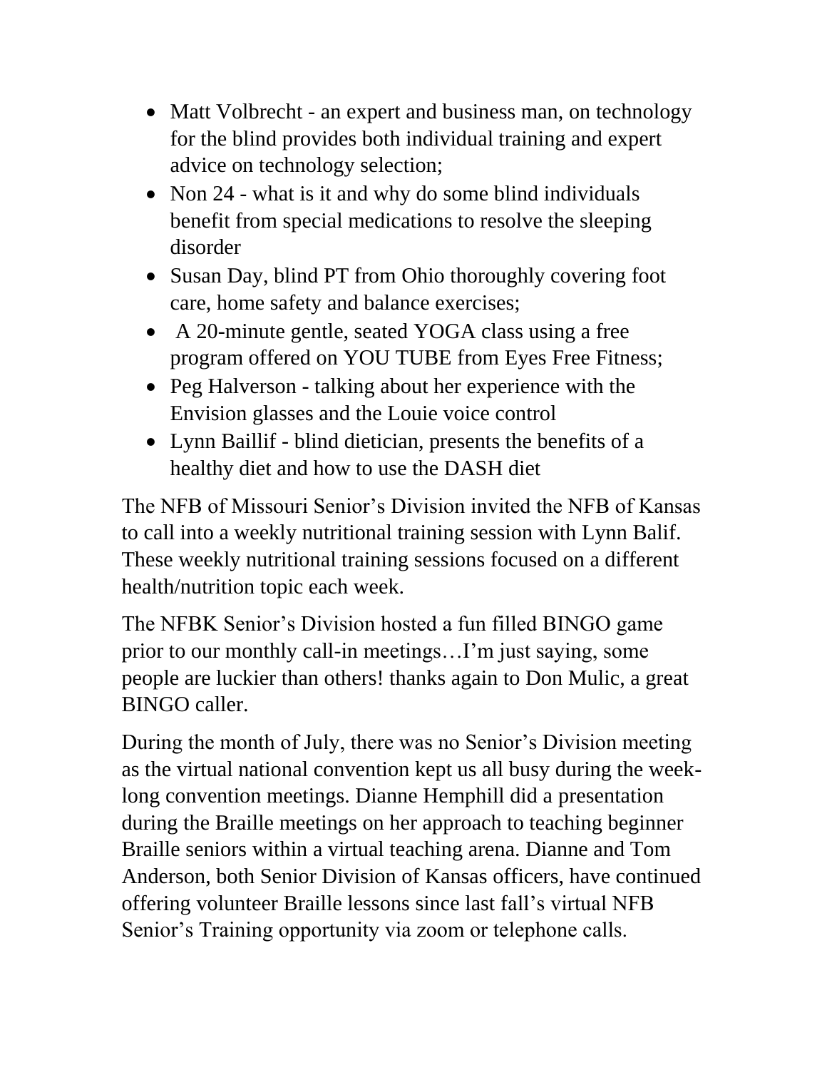- Matt Volbrecht - an expert and business man, on technology for the blind provides both individual training and expert advice on technology selection;
- Non 24 - what is it and why do some blind individuals benefit from special medications to resolve the sleeping disorder
- Susan Day, blind PT from Ohio thoroughly covering foot care, home safety and balance exercises;
- A 20-minute gentle, seated YOGA class using a free program offered on YOU TUBE from Eyes Free Fitness;
- Peg Halverson - talking about her experience with the Envision glasses and the Louie voice control
- Lynn Baillif - blind dietician, presents the benefits of a healthy diet and how to use the DASH diet

The NFB of Missouri Senior's Division invited the NFB of Kansas to call into a weekly nutritional training session with Lynn Balif. These weekly nutritional training sessions focused on a different health/nutrition topic each week.

The NFBK Senior's Division hosted a fun filled BINGO game prior to our monthly call-in meetings…I'm just saying, some people are luckier than others! thanks again to Don Mulic, a great BINGO caller.

During the month of July, there was no Senior's Division meeting as the virtual national convention kept us all busy during the week-long convention meetings. Dianne Hemphill did a presentation during the Braille meetings on her approach to teaching beginner Braille seniors within a virtual teaching arena. Dianne and Tom Anderson, both Senior Division of Kansas officers, have continued offering volunteer Braille lessons since last fall's virtual NFB Senior's Training opportunity via zoom or telephone calls.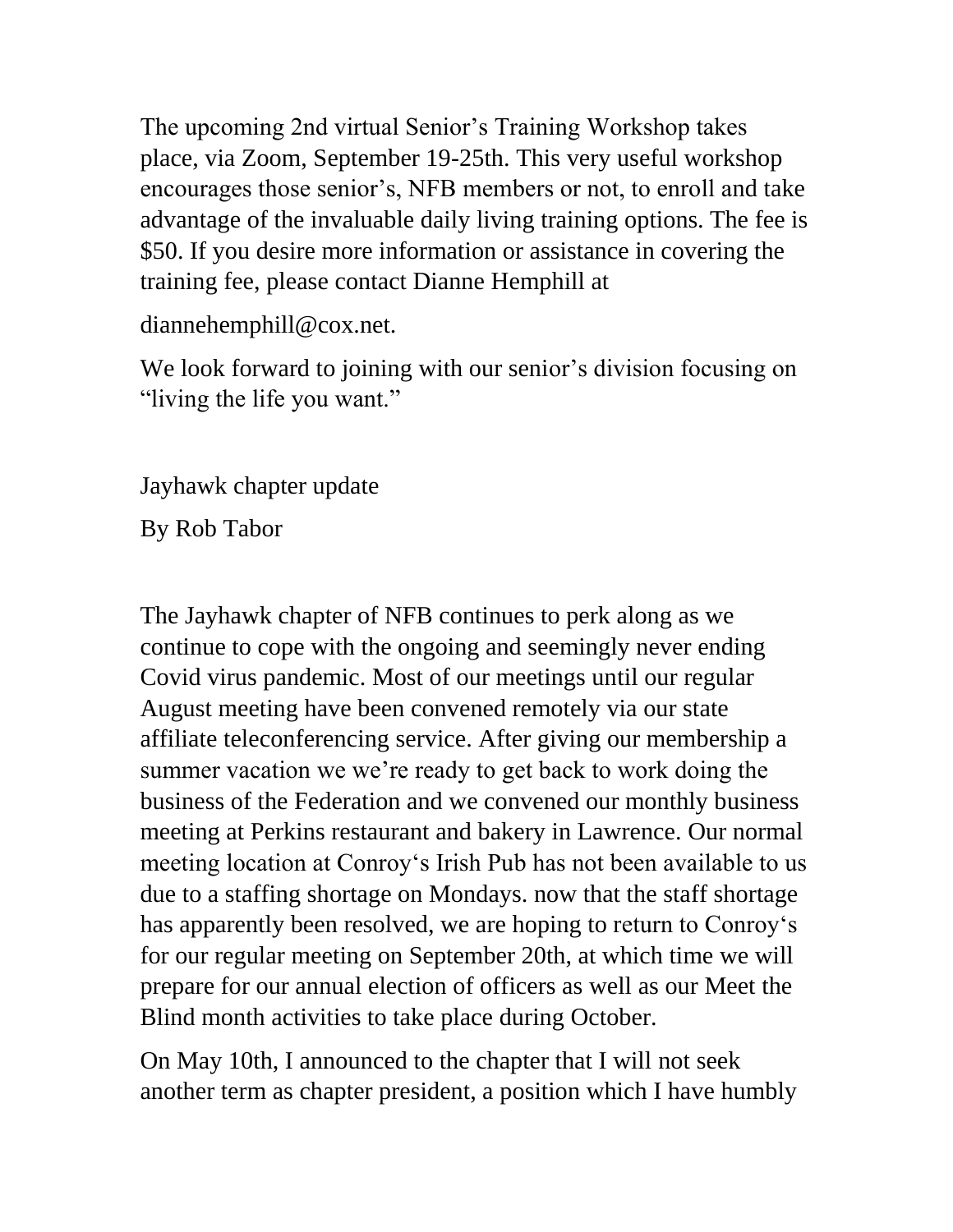The upcoming 2nd virtual Senior’s Training Workshop takes place, via Zoom, September 19-25th. This very useful workshop encourages those senior’s, NFB members or not, to enroll and take advantage of the invaluable daily living training options. The fee is $50. If you desire more information or assistance in covering the training fee, please contact Dianne Hemphill at

diannehemphill@cox.net.

We look forward to joining with our senior’s division focusing on “living the life you want.”

## Jayhawk chapter update

By Rob Tabor

The Jayhawk chapter of NFB continues to perk along as we continue to cope with the ongoing and seemingly never ending Covid virus pandemic. Most of our meetings until our regular August meeting have been convened remotely via our state affiliate teleconferencing service. After giving our membership a summer vacation we we’re ready to get back to work doing the business of the Federation and we convened our monthly business meeting at Perkins restaurant and bakery in Lawrence. Our normal meeting location at Conroy‘s Irish Pub has not been available to us due to a staffing shortage on Mondays. now that the staff shortage has apparently been resolved, we are hoping to return to Conroy‘s for our regular meeting on September 20th, at which time we will prepare for our annual election of officers as well as our Meet the Blind month activities to take place during October.

On May 10th, I announced to the chapter that I will not seek another term as chapter president, a position which I have humbly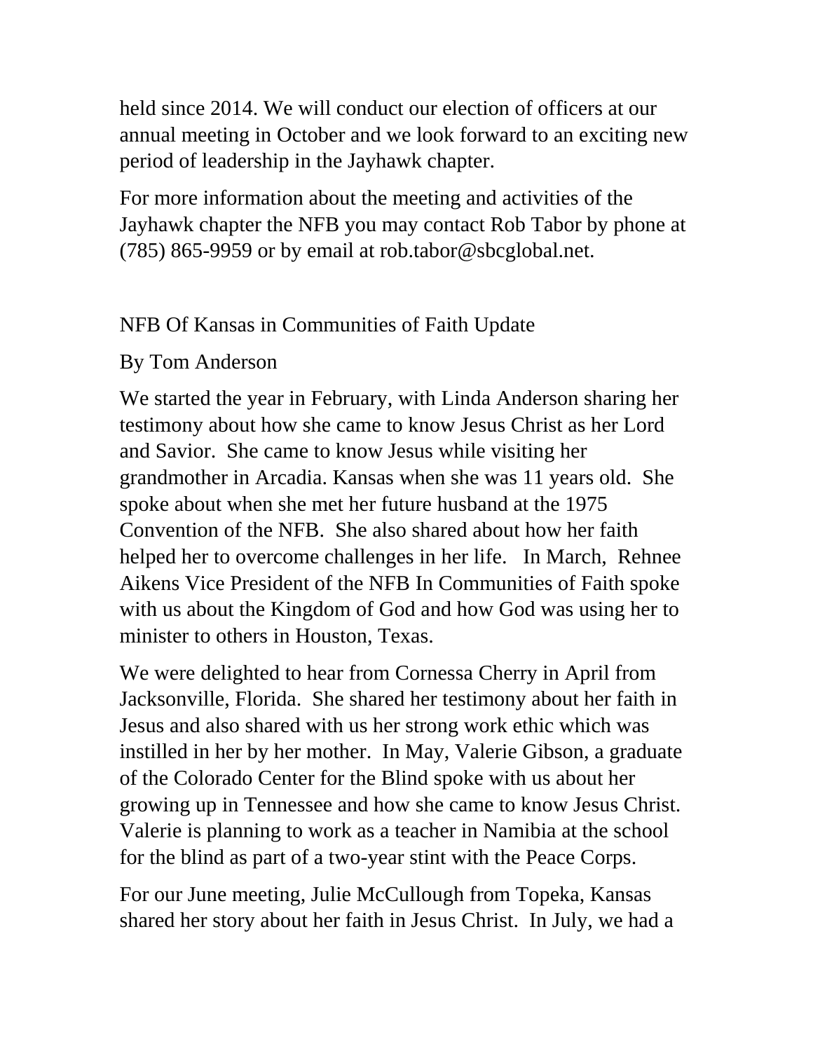held since 2014. We will conduct our election of officers at our annual meeting in October and we look forward to an exciting new period of leadership in the Jayhawk chapter.

For more information about the meeting and activities of the Jayhawk chapter the NFB you may contact Rob Tabor by phone at (785) 865-9959 or by email at rob.tabor@sbcglobal.net.

## NFB Of Kansas in Communities of Faith Update

By Tom Anderson

We started the year in February, with Linda Anderson sharing her testimony about how she came to know Jesus Christ as her Lord and Savior. She came to know Jesus while visiting her grandmother in Arcadia. Kansas when she was 11 years old. She spoke about when she met her future husband at the 1975 Convention of the NFB. She also shared about how her faith helped her to overcome challenges in her life. In March, Rehnee Aikens Vice President of the NFB In Communities of Faith spoke with us about the Kingdom of God and how God was using her to minister to others in Houston, Texas.

We were delighted to hear from Cornessa Cherry in April from Jacksonville, Florida. She shared her testimony about her faith in Jesus and also shared with us her strong work ethic which was instilled in her by her mother. In May, Valerie Gibson, a graduate of the Colorado Center for the Blind spoke with us about her growing up in Tennessee and how she came to know Jesus Christ. Valerie is planning to work as a teacher in Namibia at the school for the blind as part of a two-year stint with the Peace Corps.

For our June meeting, Julie McCullough from Topeka, Kansas shared her story about her faith in Jesus Christ. In July, we had a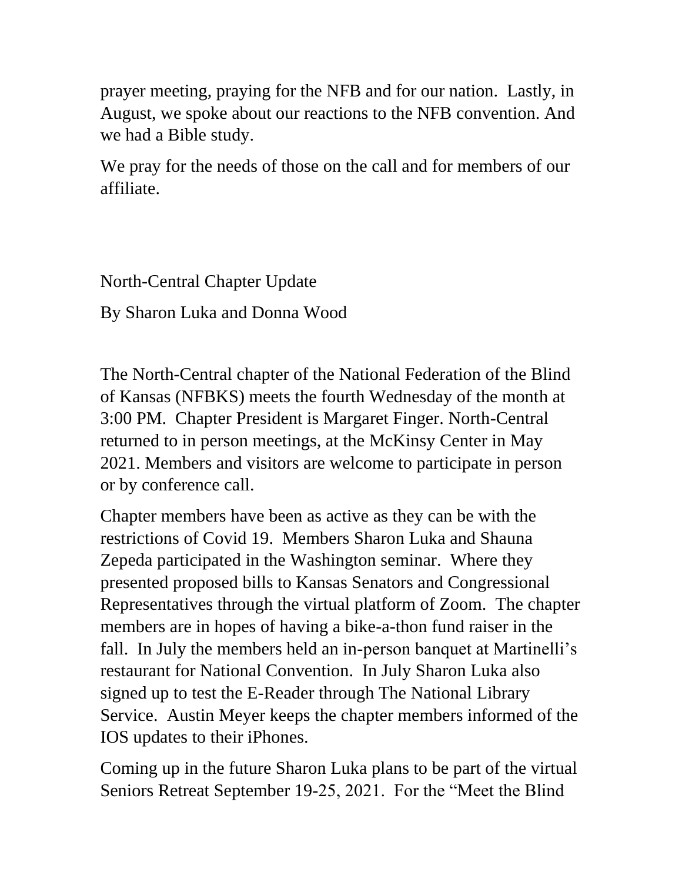prayer meeting, praying for the NFB and for our nation. Lastly, in August, we spoke about our reactions to the NFB convention. And we had a Bible study.

We pray for the needs of those on the call and for members of our affiliate.

## North-Central Chapter Update

By Sharon Luka and Donna Wood

The North-Central chapter of the National Federation of the Blind of Kansas (NFBKS) meets the fourth Wednesday of the month at 3:00 PM. Chapter President is Margaret Finger. North-Central returned to in person meetings, at the McKinsy Center in May 2021. Members and visitors are welcome to participate in person or by conference call.

Chapter members have been as active as they can be with the restrictions of Covid 19. Members Sharon Luka and Shauna Zepeda participated in the Washington seminar. Where they presented proposed bills to Kansas Senators and Congressional Representatives through the virtual platform of Zoom. The chapter members are in hopes of having a bike-a-thon fund raiser in the fall. In July the members held an in-person banquet at Martinelli's restaurant for National Convention. In July Sharon Luka also signed up to test the E-Reader through The National Library Service. Austin Meyer keeps the chapter members informed of the IOS updates to their iPhones.

Coming up in the future Sharon Luka plans to be part of the virtual Seniors Retreat September 19-25, 2021. For the "Meet the Blind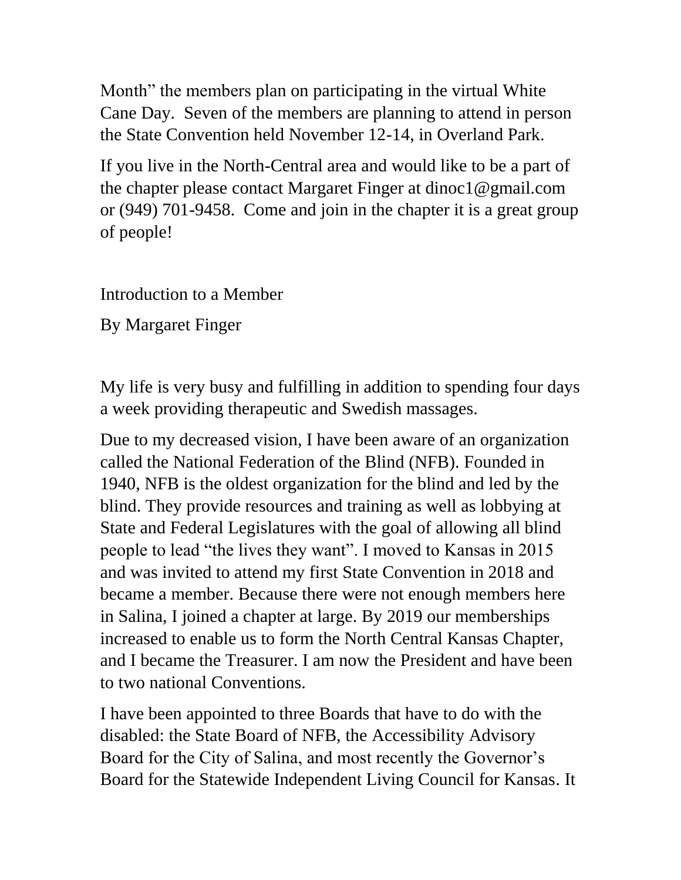Month" the members plan on participating in the virtual White Cane Day. Seven of the members are planning to attend in person the State Convention held November 12-14, in Overland Park.

If you live in the North-Central area and would like to be a part of the chapter please contact Margaret Finger at dinoc1@gmail.com or (949) 701-9458. Come and join in the chapter it is a great group of people!

## Introduction to a Member

By Margaret Finger

My life is very busy and fulfilling in addition to spending four days a week providing therapeutic and Swedish massages.

Due to my decreased vision, I have been aware of an organization called the National Federation of the Blind (NFB). Founded in 1940, NFB is the oldest organization for the blind and led by the blind. They provide resources and training as well as lobbying at State and Federal Legislatures with the goal of allowing all blind people to lead "the lives they want". I moved to Kansas in 2015 and was invited to attend my first State Convention in 2018 and became a member. Because there were not enough members here in Salina, I joined a chapter at large. By 2019 our memberships increased to enable us to form the North Central Kansas Chapter, and I became the Treasurer. I am now the President and have been to two national Conventions.

I have been appointed to three Boards that have to do with the disabled: the State Board of NFB, the Accessibility Advisory Board for the City of Salina, and most recently the Governor's Board for the Statewide Independent Living Council for Kansas. It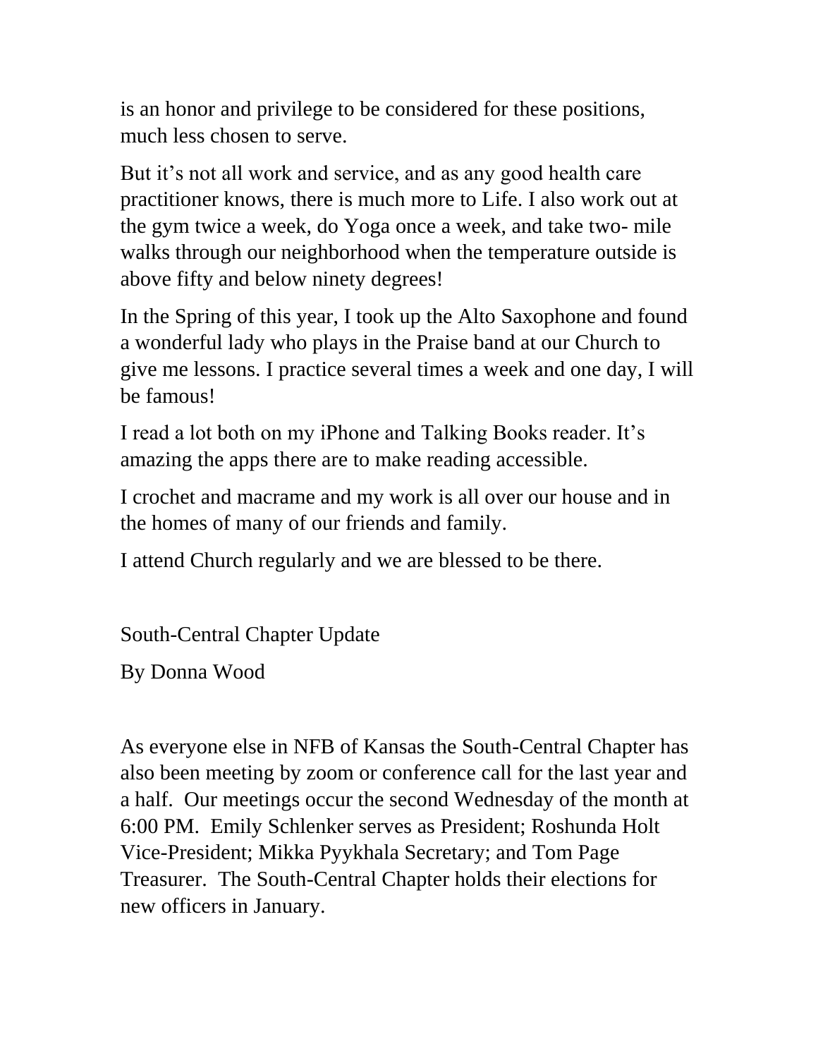is an honor and privilege to be considered for these positions, much less chosen to serve.

But it's not all work and service, and as any good health care practitioner knows, there is much more to Life. I also work out at the gym twice a week, do Yoga once a week, and take two- mile walks through our neighborhood when the temperature outside is above fifty and below ninety degrees!

In the Spring of this year, I took up the Alto Saxophone and found a wonderful lady who plays in the Praise band at our Church to give me lessons. I practice several times a week and one day, I will be famous!

I read a lot both on my iPhone and Talking Books reader. It's amazing the apps there are to make reading accessible.

I crochet and macrame and my work is all over our house and in the homes of many of our friends and family.

I attend Church regularly and we are blessed to be there.

## South-Central Chapter Update

By Donna Wood

As everyone else in NFB of Kansas the South-Central Chapter has also been meeting by zoom or conference call for the last year and a half. Our meetings occur the second Wednesday of the month at 6:00 PM. Emily Schlenker serves as President; Roshunda Holt Vice-President; Mikka Pyykhala Secretary; and Tom Page Treasurer. The South-Central Chapter holds their elections for new officers in January.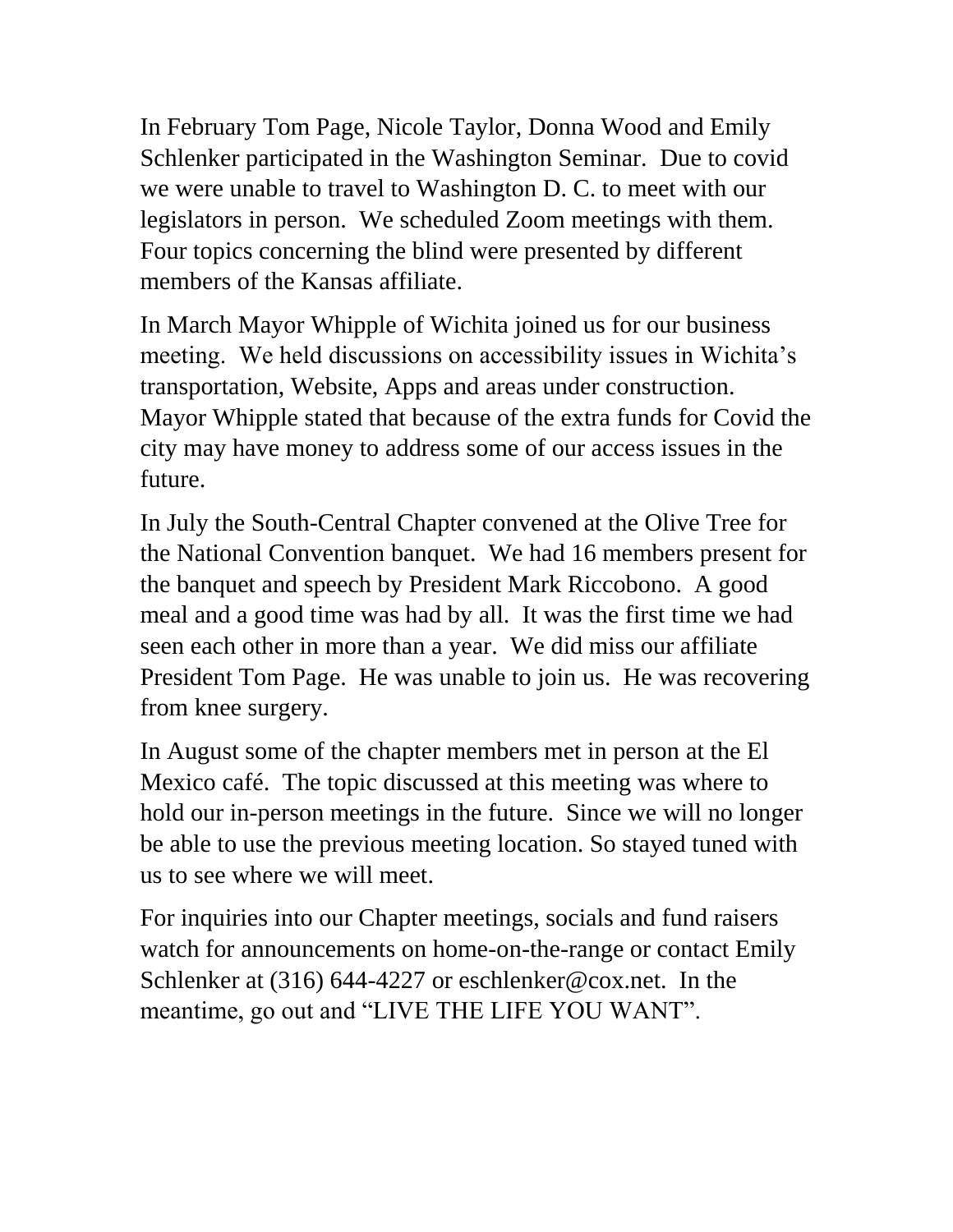In February Tom Page, Nicole Taylor, Donna Wood and Emily Schlenker participated in the Washington Seminar. Due to covid we were unable to travel to Washington D. C. to meet with our legislators in person. We scheduled Zoom meetings with them. Four topics concerning the blind were presented by different members of the Kansas affiliate.

In March Mayor Whipple of Wichita joined us for our business meeting. We held discussions on accessibility issues in Wichita's transportation, Website, Apps and areas under construction. Mayor Whipple stated that because of the extra funds for Covid the city may have money to address some of our access issues in the future.

In July the South-Central Chapter convened at the Olive Tree for the National Convention banquet. We had 16 members present for the banquet and speech by President Mark Riccobono. A good meal and a good time was had by all. It was the first time we had seen each other in more than a year. We did miss our affiliate President Tom Page. He was unable to join us. He was recovering from knee surgery.

In August some of the chapter members met in person at the El Mexico café. The topic discussed at this meeting was where to hold our in-person meetings in the future. Since we will no longer be able to use the previous meeting location. So stayed tuned with us to see where we will meet.

For inquiries into our Chapter meetings, socials and fund raisers watch for announcements on home-on-the-range or contact Emily Schlenker at (316) 644-4227 or eschlenker@cox.net. In the meantime, go out and "LIVE THE LIFE YOU WANT".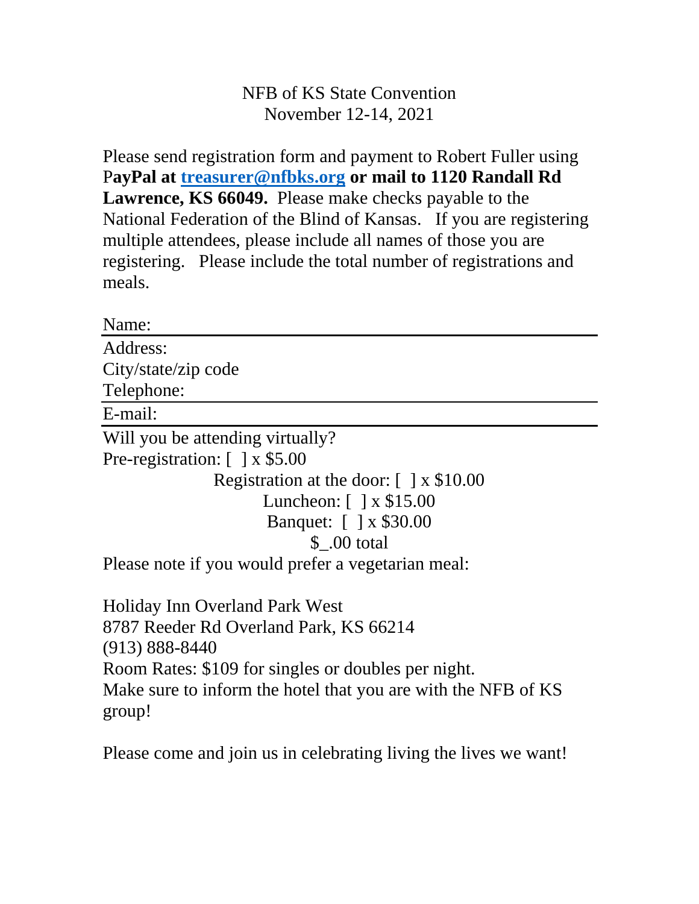NFB of KS State Convention
November 12-14, 2021

Please send registration form and payment to Robert Fuller using P**ayPal at treasurer@nfbks.org or mail to 1120 Randall Rd Lawrence, KS 66049.** Please make checks payable to the National Federation of the Blind of Kansas. If you are registering multiple attendees, please include all names of those you are registering. Please include the total number of registrations and meals.

Name:

Address:

City/state/zip code

Telephone:

E-mail:

Will you be attending virtually?

Pre-registration: [ ] x $5.00

Registration at the door: [ ] x $10.00

Luncheon: [ ] x $15.00

Banquet: [ ] x $30.00

$_.00 total

Please note if you would prefer a vegetarian meal:

Holiday Inn Overland Park West
8787 Reeder Rd Overland Park, KS 66214
(913) 888-8440
Room Rates: $109 for singles or doubles per night.
Make sure to inform the hotel that you are with the NFB of KS group!

Please come and join us in celebrating living the lives we want!